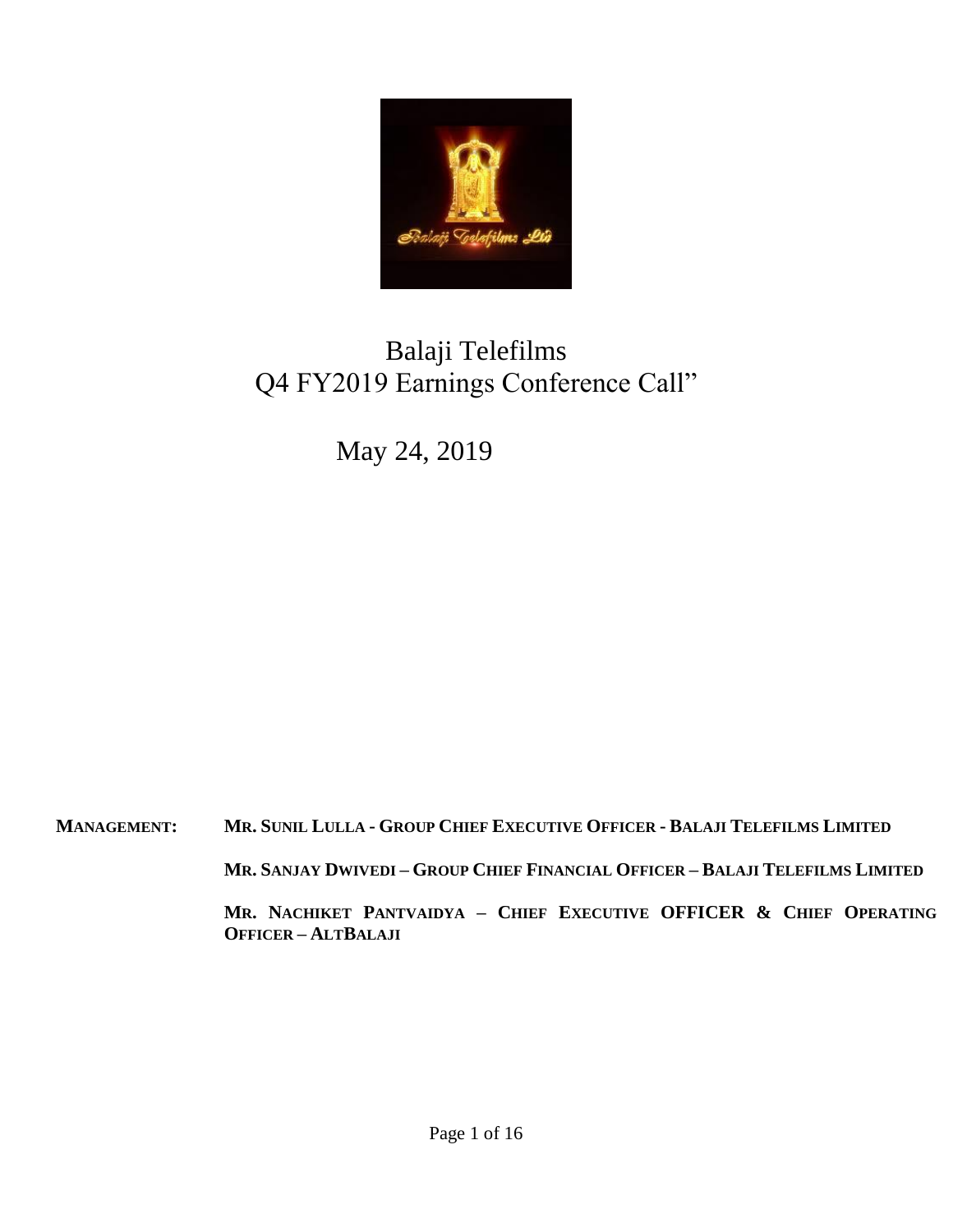# Balaji Telefilms
# Q4 FY2019 Earnings Conference Call"

May 24, 2019

**MANAGEMENT:** **MR. SUNIL LULLA - GROUP CHIEF EXECUTIVE OFFICER - BALAJI TELEFILMS LIMITED**

**MR. SANJAY DWIVEDI – GROUP CHIEF FINANCIAL OFFICER – BALAJI TELEFILMS LIMITED**

**MR. NACHIKET PANTVAIDYA – CHIEF EXECUTIVE OFFICER & CHIEF OPERATING OFFICER – ALTBALAJI**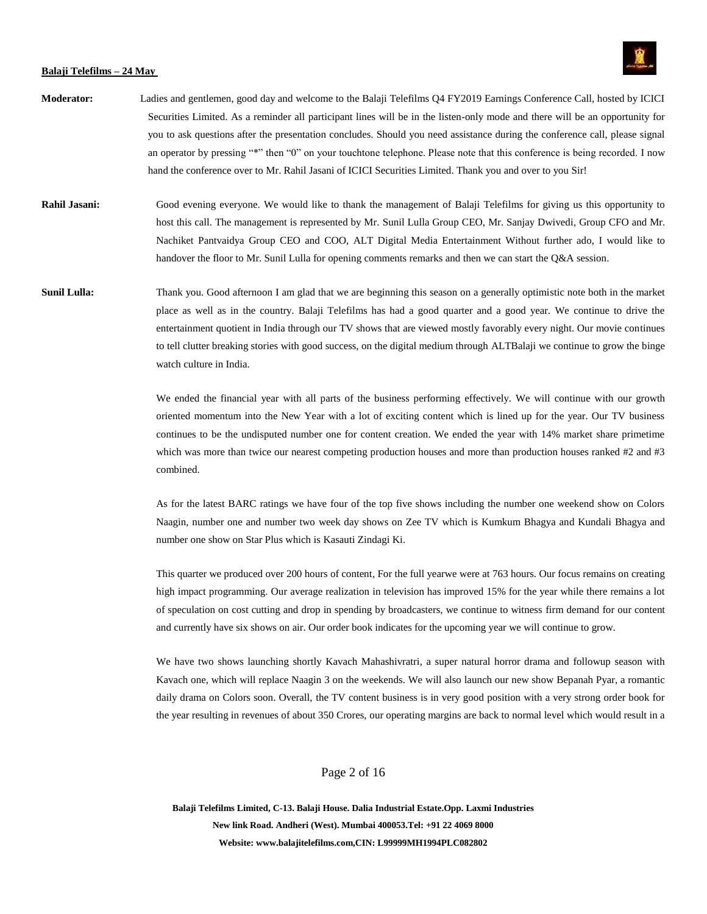**Moderator:** Ladies and gentlemen, good day and welcome to the Balaji Telefilms Q4 FY2019 Earnings Conference Call, hosted by ICICI Securities Limited. As a reminder all participant lines will be in the listen-only mode and there will be an opportunity for you to ask questions after the presentation concludes. Should you need assistance during the conference call, please signal an operator by pressing "*" then "0" on your touchtone telephone. Please note that this conference is being recorded. I now hand the conference over to Mr. Rahil Jasani of ICICI Securities Limited. Thank you and over to you Sir!

**Rahil Jasani:** Good evening everyone. We would like to thank the management of Balaji Telefilms for giving us this opportunity to host this call. The management is represented by Mr. Sunil Lulla Group CEO, Mr. Sanjay Dwivedi, Group CFO and Mr. Nachiket Pantvaidya Group CEO and COO, ALT Digital Media Entertainment Without further ado, I would like to handover the floor to Mr. Sunil Lulla for opening comments remarks and then we can start the Q&A session.

**Sunil Lulla:** Thank you. Good afternoon I am glad that we are beginning this season on a generally optimistic note both in the market place as well as in the country. Balaji Telefilms has had a good quarter and a good year. We continue to drive the entertainment quotient in India through our TV shows that are viewed mostly favorably every night. Our movie continues to tell clutter breaking stories with good success, on the digital medium through ALTBalaji we continue to grow the binge watch culture in India.

We ended the financial year with all parts of the business performing effectively. We will continue with our growth oriented momentum into the New Year with a lot of exciting content which is lined up for the year. Our TV business continues to be the undisputed number one for content creation. We ended the year with 14% market share primetime which was more than twice our nearest competing production houses and more than production houses ranked #2 and #3 combined.

As for the latest BARC ratings we have four of the top five shows including the number one weekend show on Colors Naagin, number one and number two week day shows on Zee TV which is Kumkum Bhagya and Kundali Bhagya and number one show on Star Plus which is Kasauti Zindagi Ki.

This quarter we produced over 200 hours of content, For the full yearwe were at 763 hours. Our focus remains on creating high impact programming. Our average realization in television has improved 15% for the year while there remains a lot of speculation on cost cutting and drop in spending by broadcasters, we continue to witness firm demand for our content and currently have six shows on air. Our order book indicates for the upcoming year we will continue to grow.

We have two shows launching shortly Kavach Mahashivratri, a super natural horror drama and followup season with Kavach one, which will replace Naagin 3 on the weekends. We will also launch our new show Bepanah Pyar, a romantic daily drama on Colors soon. Overall, the TV content business is in very good position with a very strong order book for the year resulting in revenues of about 350 Crores, our operating margins are back to normal level which would result in a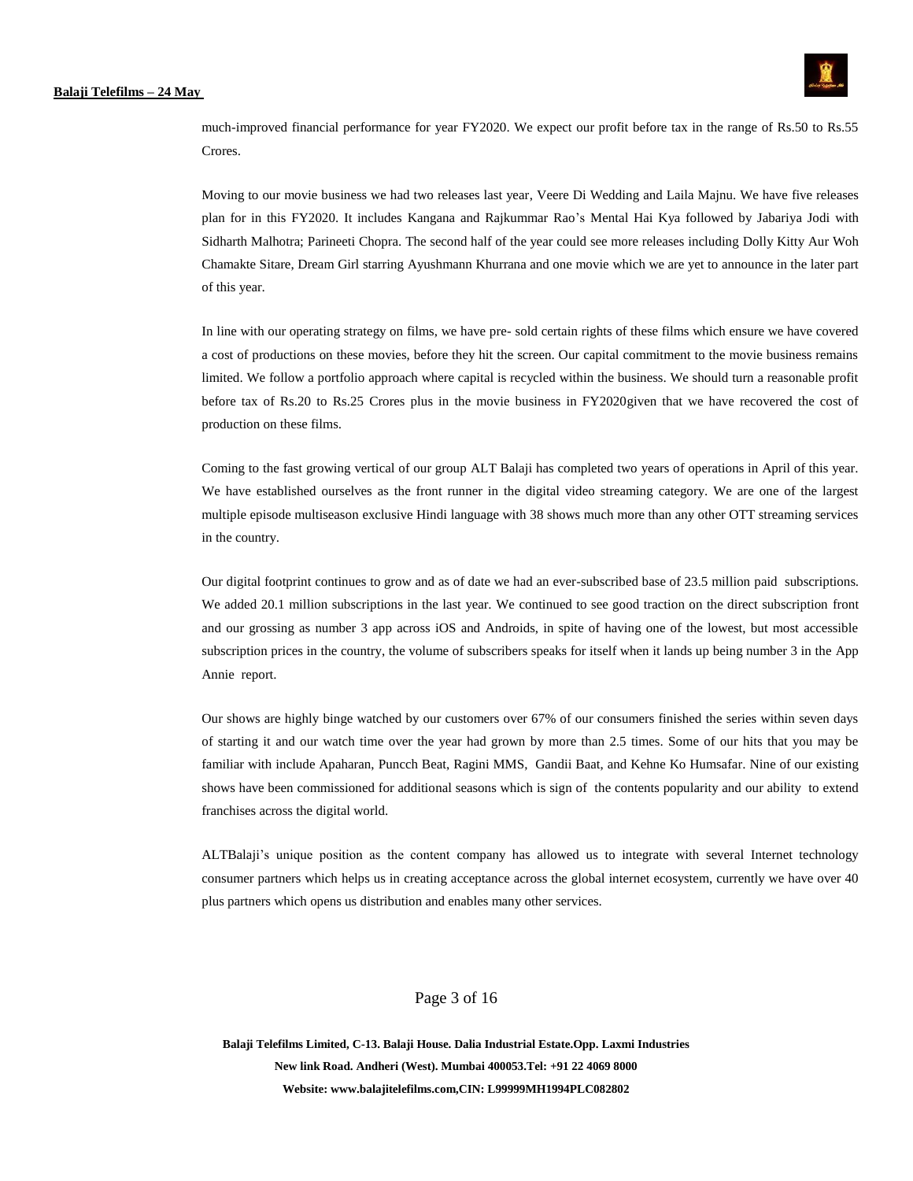much-improved financial performance for year FY2020. We expect our profit before tax in the range of Rs.50 to Rs.55 Crores.

Moving to our movie business we had two releases last year, Veere Di Wedding and Laila Majnu. We have five releases plan for in this FY2020. It includes Kangana and Rajkummar Rao's Mental Hai Kya followed by Jabariya Jodi with Sidharth Malhotra; Parineeti Chopra. The second half of the year could see more releases including Dolly Kitty Aur Woh Chamakte Sitare, Dream Girl starring Ayushmann Khurrana and one movie which we are yet to announce in the later part of this year.

In line with our operating strategy on films, we have pre- sold certain rights of these films which ensure we have covered a cost of productions on these movies, before they hit the screen. Our capital commitment to the movie business remains limited. We follow a portfolio approach where capital is recycled within the business. We should turn a reasonable profit before tax of Rs.20 to Rs.25 Crores plus in the movie business in FY2020given that we have recovered the cost of production on these films.

Coming to the fast growing vertical of our group ALT Balaji has completed two years of operations in April of this year. We have established ourselves as the front runner in the digital video streaming category. We are one of the largest multiple episode multiseason exclusive Hindi language with 38 shows much more than any other OTT streaming services in the country.

Our digital footprint continues to grow and as of date we had an ever-subscribed base of 23.5 million paid subscriptions. We added 20.1 million subscriptions in the last year. We continued to see good traction on the direct subscription front and our grossing as number 3 app across iOS and Androids, in spite of having one of the lowest, but most accessible subscription prices in the country, the volume of subscribers speaks for itself when it lands up being number 3 in the App Annie report.

Our shows are highly binge watched by our customers over 67% of our consumers finished the series within seven days of starting it and our watch time over the year had grown by more than 2.5 times. Some of our hits that you may be familiar with include Apaharan, Puncch Beat, Ragini MMS, Gandii Baat, and Kehne Ko Humsafar. Nine of our existing shows have been commissioned for additional seasons which is sign of the contents popularity and our ability to extend franchises across the digital world.

ALTBalaji's unique position as the content company has allowed us to integrate with several Internet technology consumer partners which helps us in creating acceptance across the global internet ecosystem, currently we have over 40 plus partners which opens us distribution and enables many other services.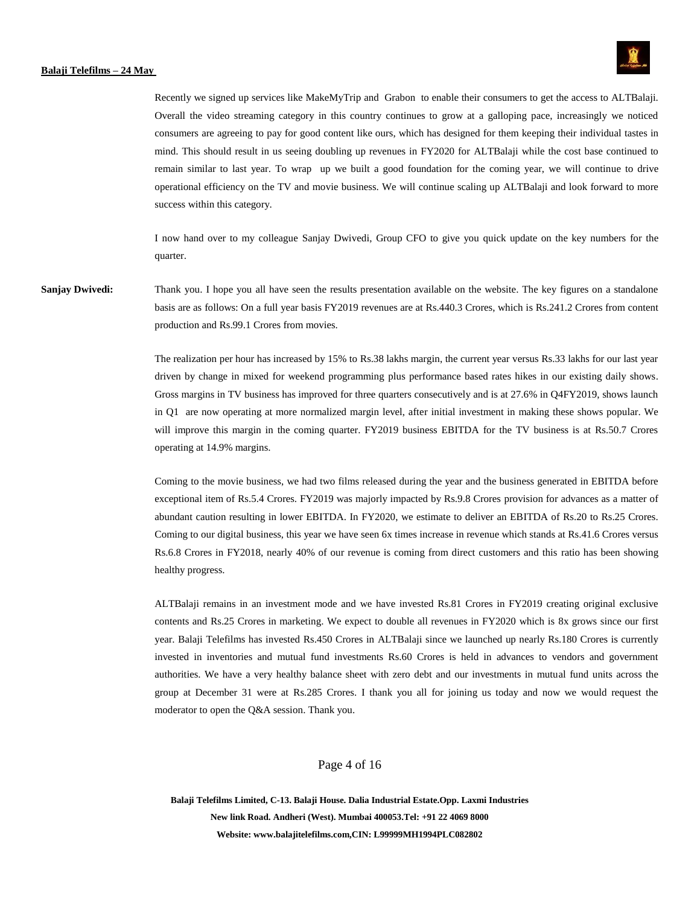Recently we signed up services like MakeMyTrip and Grabon to enable their consumers to get the access to ALTBalaji. Overall the video streaming category in this country continues to grow at a galloping pace, increasingly we noticed consumers are agreeing to pay for good content like ours, which has designed for them keeping their individual tastes in mind. This should result in us seeing doubling up revenues in FY2020 for ALTBalaji while the cost base continued to remain similar to last year. To wrap up we built a good foundation for the coming year, we will continue to drive operational efficiency on the TV and movie business. We will continue scaling up ALTBalaji and look forward to more success within this category.

I now hand over to my colleague Sanjay Dwivedi, Group CFO to give you quick update on the key numbers for the quarter.

**Sanjay Dwivedi:** Thank you. I hope you all have seen the results presentation available on the website. The key figures on a standalone basis are as follows: On a full year basis FY2019 revenues are at Rs.440.3 Crores, which is Rs.241.2 Crores from content production and Rs.99.1 Crores from movies.

The realization per hour has increased by 15% to Rs.38 lakhs margin, the current year versus Rs.33 lakhs for our last year driven by change in mixed for weekend programming plus performance based rates hikes in our existing daily shows. Gross margins in TV business has improved for three quarters consecutively and is at 27.6% in Q4FY2019, shows launch in Q1 are now operating at more normalized margin level, after initial investment in making these shows popular. We will improve this margin in the coming quarter. FY2019 business EBITDA for the TV business is at Rs.50.7 Crores operating at 14.9% margins.

Coming to the movie business, we had two films released during the year and the business generated in EBITDA before exceptional item of Rs.5.4 Crores. FY2019 was majorly impacted by Rs.9.8 Crores provision for advances as a matter of abundant caution resulting in lower EBITDA. In FY2020, we estimate to deliver an EBITDA of Rs.20 to Rs.25 Crores. Coming to our digital business, this year we have seen 6x times increase in revenue which stands at Rs.41.6 Crores versus Rs.6.8 Crores in FY2018, nearly 40% of our revenue is coming from direct customers and this ratio has been showing healthy progress.

ALTBalaji remains in an investment mode and we have invested Rs.81 Crores in FY2019 creating original exclusive contents and Rs.25 Crores in marketing. We expect to double all revenues in FY2020 which is 8x grows since our first year. Balaji Telefilms has invested Rs.450 Crores in ALTBalaji since we launched up nearly Rs.180 Crores is currently invested in inventories and mutual fund investments Rs.60 Crores is held in advances to vendors and government authorities. We have a very healthy balance sheet with zero debt and our investments in mutual fund units across the group at December 31 were at Rs.285 Crores. I thank you all for joining us today and now we would request the moderator to open the Q&A session. Thank you.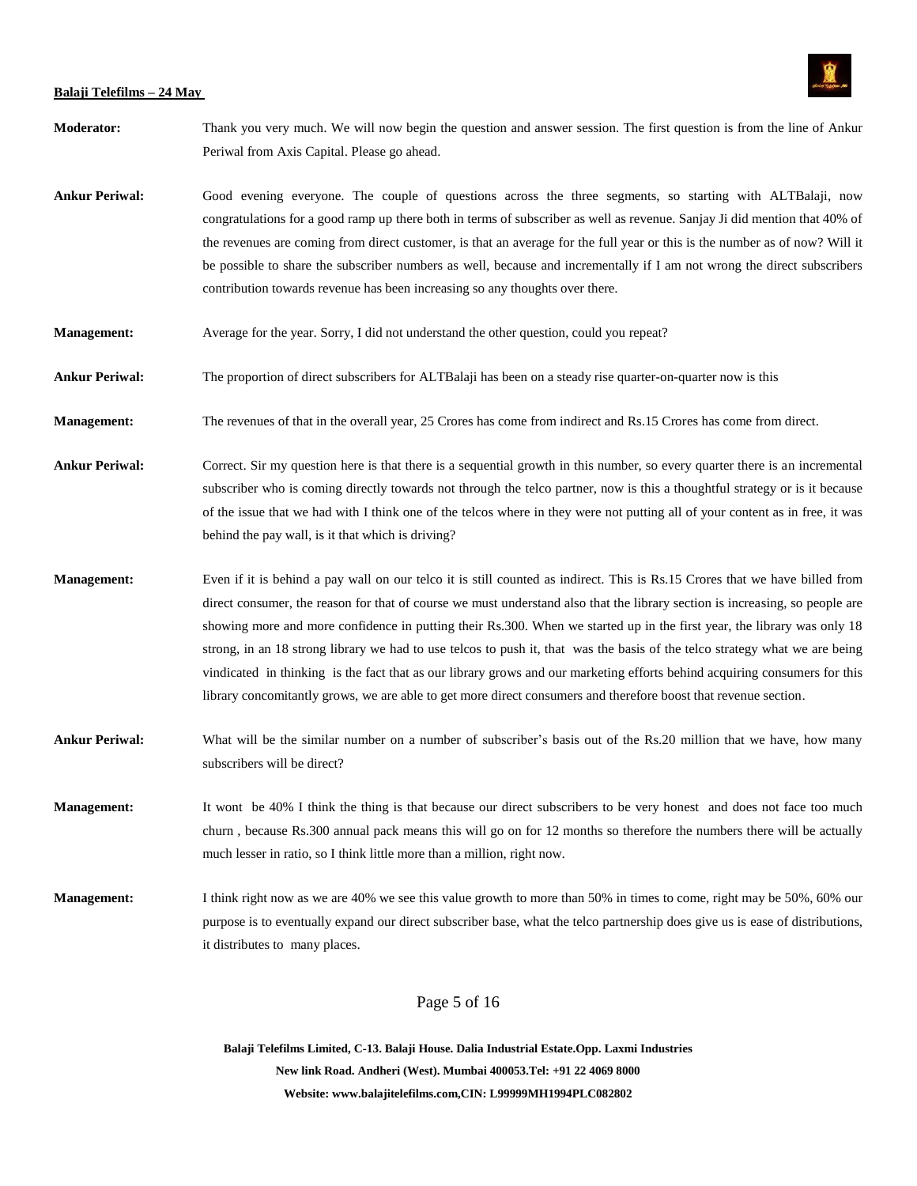**Moderator:** Thank you very much. We will now begin the question and answer session. The first question is from the line of Ankur Periwal from Axis Capital. Please go ahead.

**Ankur Periwal:** Good evening everyone. The couple of questions across the three segments, so starting with ALTBalaji, now congratulations for a good ramp up there both in terms of subscriber as well as revenue. Sanjay Ji did mention that 40% of the revenues are coming from direct customer, is that an average for the full year or this is the number as of now? Will it be possible to share the subscriber numbers as well, because and incrementally if I am not wrong the direct subscribers contribution towards revenue has been increasing so any thoughts over there.

**Management:** Average for the year. Sorry, I did not understand the other question, could you repeat?

**Ankur Periwal:** The proportion of direct subscribers for ALTBalaji has been on a steady rise quarter-on-quarter now is this

**Management:** The revenues of that in the overall year, 25 Crores has come from indirect and Rs.15 Crores has come from direct.

**Ankur Periwal:** Correct. Sir my question here is that there is a sequential growth in this number, so every quarter there is an incremental subscriber who is coming directly towards not through the telco partner, now is this a thoughtful strategy or is it because of the issue that we had with I think one of the telcos where in they were not putting all of your content as in free, it was behind the pay wall, is it that which is driving?

**Management:** Even if it is behind a pay wall on our telco it is still counted as indirect. This is Rs.15 Crores that we have billed from direct consumer, the reason for that of course we must understand also that the library section is increasing, so people are showing more and more confidence in putting their Rs.300. When we started up in the first year, the library was only 18 strong, in an 18 strong library we had to use telcos to push it, that was the basis of the telco strategy what we are being vindicated in thinking is the fact that as our library grows and our marketing efforts behind acquiring consumers for this library concomitantly grows, we are able to get more direct consumers and therefore boost that revenue section.

**Ankur Periwal:** What will be the similar number on a number of subscriber's basis out of the Rs.20 million that we have, how many subscribers will be direct?

**Management:** It wont be 40% I think the thing is that because our direct subscribers to be very honest and does not face too much churn , because Rs.300 annual pack means this will go on for 12 months so therefore the numbers there will be actually much lesser in ratio, so I think little more than a million, right now.

**Management:** I think right now as we are 40% we see this value growth to more than 50% in times to come, right may be 50%, 60% our purpose is to eventually expand our direct subscriber base, what the telco partnership does give us is ease of distributions, it distributes to many places.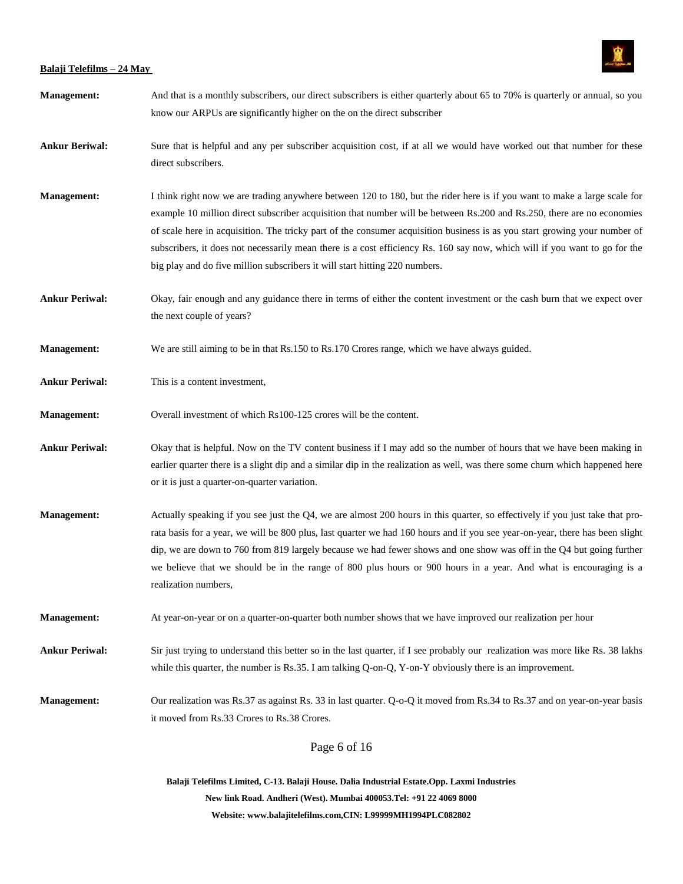**Management:** And that is a monthly subscribers, our direct subscribers is either quarterly about 65 to 70% is quarterly or annual, so you know our ARPUs are significantly higher on the on the direct subscriber

**Ankur Beriwal:** Sure that is helpful and any per subscriber acquisition cost, if at all we would have worked out that number for these direct subscribers.

**Management:** I think right now we are trading anywhere between 120 to 180, but the rider here is if you want to make a large scale for example 10 million direct subscriber acquisition that number will be between Rs.200 and Rs.250, there are no economies of scale here in acquisition. The tricky part of the consumer acquisition business is as you start growing your number of subscribers, it does not necessarily mean there is a cost efficiency Rs. 160 say now, which will if you want to go for the big play and do five million subscribers it will start hitting 220 numbers.

**Ankur Periwal:** Okay, fair enough and any guidance there in terms of either the content investment or the cash burn that we expect over the next couple of years?

**Management:** We are still aiming to be in that Rs.150 to Rs.170 Crores range, which we have always guided.

**Ankur Periwal:** This is a content investment,

**Management:** Overall investment of which Rs100-125 crores will be the content.

**Ankur Periwal:** Okay that is helpful. Now on the TV content business if I may add so the number of hours that we have been making in earlier quarter there is a slight dip and a similar dip in the realization as well, was there some churn which happened here or it is just a quarter-on-quarter variation.

**Management:** Actually speaking if you see just the Q4, we are almost 200 hours in this quarter, so effectively if you just take that pro-rata basis for a year, we will be 800 plus, last quarter we had 160 hours and if you see year-on-year, there has been slight dip, we are down to 760 from 819 largely because we had fewer shows and one show was off in the Q4 but going further we believe that we should be in the range of 800 plus hours or 900 hours in a year. And what is encouraging is a realization numbers,

**Management:** At year-on-year or on a quarter-on-quarter both number shows that we have improved our realization per hour

**Ankur Periwal:** Sir just trying to understand this better so in the last quarter, if I see probably our realization was more like Rs. 38 lakhs while this quarter, the number is Rs.35. I am talking Q-on-Q, Y-on-Y obviously there is an improvement.

**Management:** Our realization was Rs.37 as against Rs. 33 in last quarter. Q-o-Q it moved from Rs.34 to Rs.37 and on year-on-year basis it moved from Rs.33 Crores to Rs.38 Crores.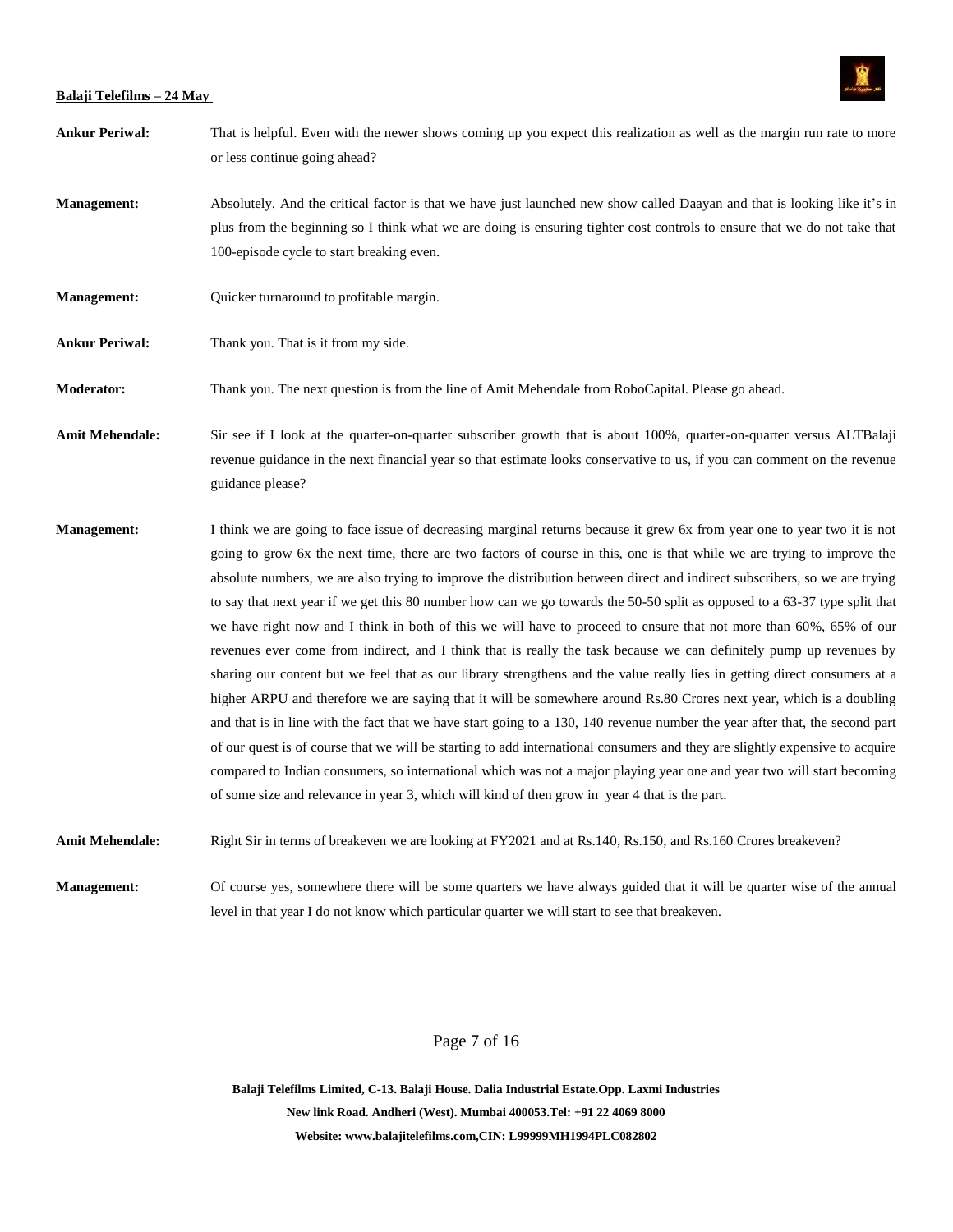**Ankur Periwal:** That is helpful. Even with the newer shows coming up you expect this realization as well as the margin run rate to more or less continue going ahead?

**Management:** Absolutely. And the critical factor is that we have just launched new show called Daayan and that is looking like it's in plus from the beginning so I think what we are doing is ensuring tighter cost controls to ensure that we do not take that 100-episode cycle to start breaking even.

**Management:** Quicker turnaround to profitable margin.

**Ankur Periwal:** Thank you. That is it from my side.

**Moderator:** Thank you. The next question is from the line of Amit Mehendale from RoboCapital. Please go ahead.

**Amit Mehendale:** Sir see if I look at the quarter-on-quarter subscriber growth that is about 100%, quarter-on-quarter versus ALTBalaji revenue guidance in the next financial year so that estimate looks conservative to us, if you can comment on the revenue guidance please?

**Management:** I think we are going to face issue of decreasing marginal returns because it grew 6x from year one to year two it is not going to grow 6x the next time, there are two factors of course in this, one is that while we are trying to improve the absolute numbers, we are also trying to improve the distribution between direct and indirect subscribers, so we are trying to say that next year if we get this 80 number how can we go towards the 50-50 split as opposed to a 63-37 type split that we have right now and I think in both of this we will have to proceed to ensure that not more than 60%, 65% of our revenues ever come from indirect, and I think that is really the task because we can definitely pump up revenues by sharing our content but we feel that as our library strengthens and the value really lies in getting direct consumers at a higher ARPU and therefore we are saying that it will be somewhere around Rs.80 Crores next year, which is a doubling and that is in line with the fact that we have start going to a 130, 140 revenue number the year after that, the second part of our quest is of course that we will be starting to add international consumers and they are slightly expensive to acquire compared to Indian consumers, so international which was not a major playing year one and year two will start becoming of some size and relevance in year 3, which will kind of then grow in year 4 that is the part.

**Amit Mehendale:** Right Sir in terms of breakeven we are looking at FY2021 and at Rs.140, Rs.150, and Rs.160 Crores breakeven?

**Management:** Of course yes, somewhere there will be some quarters we have always guided that it will be quarter wise of the annual level in that year I do not know which particular quarter we will start to see that breakeven.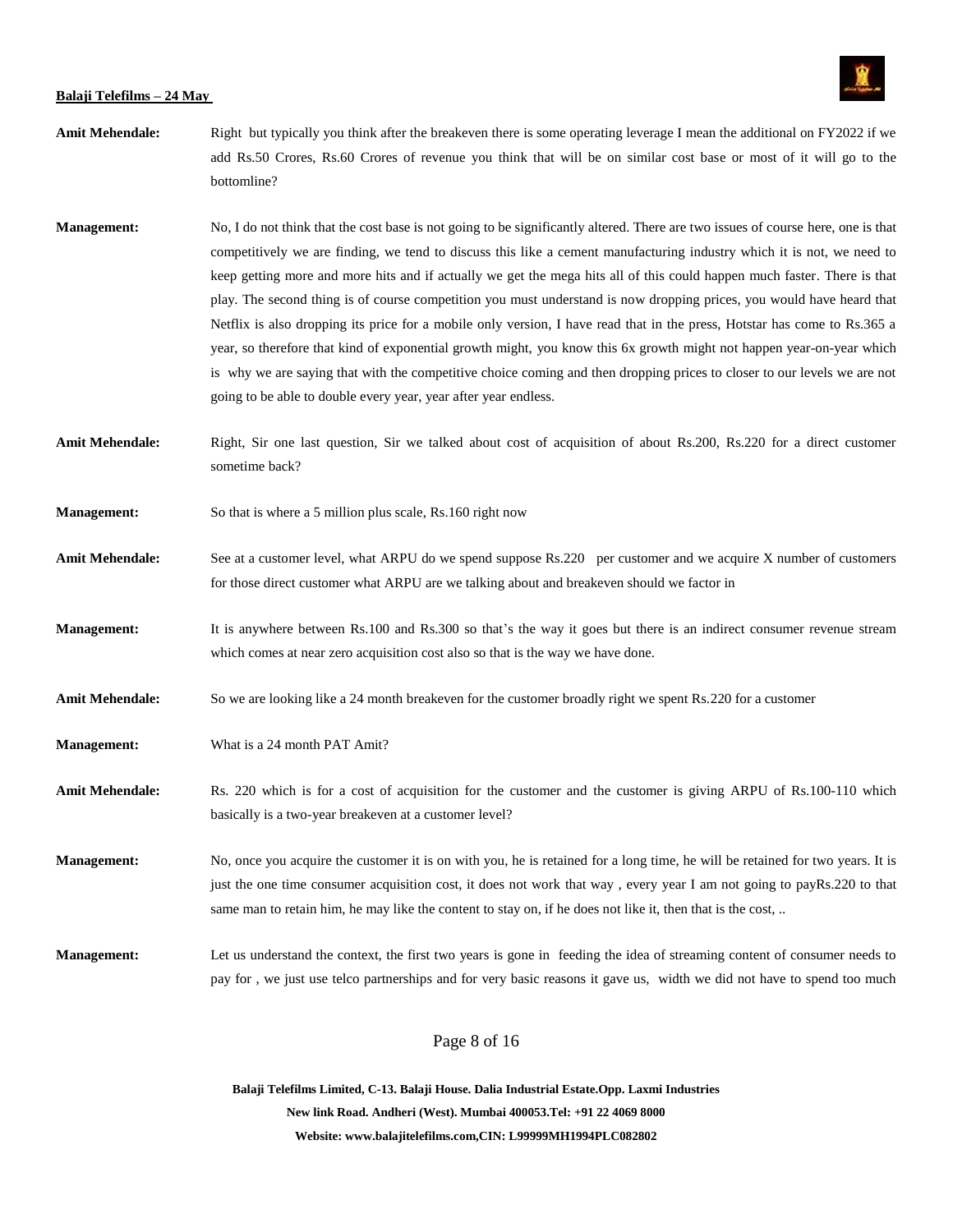**Amit Mehendale:** Right but typically you think after the breakeven there is some operating leverage I mean the additional on FY2022 if we add Rs.50 Crores, Rs.60 Crores of revenue you think that will be on similar cost base or most of it will go to the bottomline?

**Management:** No, I do not think that the cost base is not going to be significantly altered. There are two issues of course here, one is that competitively we are finding, we tend to discuss this like a cement manufacturing industry which it is not, we need to keep getting more and more hits and if actually we get the mega hits all of this could happen much faster. There is that play. The second thing is of course competition you must understand is now dropping prices, you would have heard that Netflix is also dropping its price for a mobile only version, I have read that in the press, Hotstar has come to Rs.365 a year, so therefore that kind of exponential growth might, you know this 6x growth might not happen year-on-year which is why we are saying that with the competitive choice coming and then dropping prices to closer to our levels we are not going to be able to double every year, year after year endless.

**Amit Mehendale:** Right, Sir one last question, Sir we talked about cost of acquisition of about Rs.200, Rs.220 for a direct customer sometime back?

**Management:** So that is where a 5 million plus scale, Rs.160 right now

**Amit Mehendale:** See at a customer level, what ARPU do we spend suppose Rs.220 per customer and we acquire X number of customers for those direct customer what ARPU are we talking about and breakeven should we factor in

**Management:** It is anywhere between Rs.100 and Rs.300 so that's the way it goes but there is an indirect consumer revenue stream which comes at near zero acquisition cost also so that is the way we have done.

**Amit Mehendale:** So we are looking like a 24 month breakeven for the customer broadly right we spent Rs.220 for a customer

**Management:** What is a 24 month PAT Amit?

**Amit Mehendale:** Rs. 220 which is for a cost of acquisition for the customer and the customer is giving ARPU of Rs.100-110 which basically is a two-year breakeven at a customer level?

**Management:** No, once you acquire the customer it is on with you, he is retained for a long time, he will be retained for two years. It is just the one time consumer acquisition cost, it does not work that way , every year I am not going to payRs.220 to that same man to retain him, he may like the content to stay on, if he does not like it, then that is the cost, ..

**Management:** Let us understand the context, the first two years is gone in feeding the idea of streaming content of consumer needs to pay for , we just use telco partnerships and for very basic reasons it gave us, width we did not have to spend too much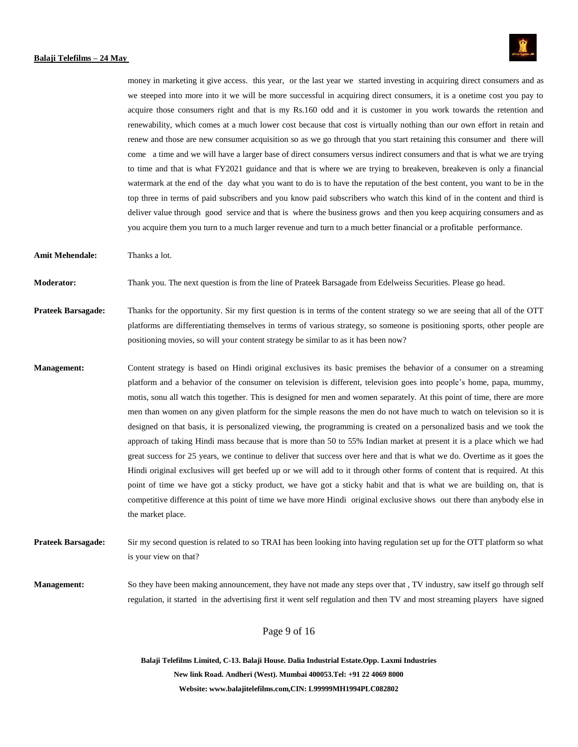money in marketing it give access. this year, or the last year we started investing in acquiring direct consumers and as we steeped into more into it we will be more successful in acquiring direct consumers, it is a onetime cost you pay to acquire those consumers right and that is my Rs.160 odd and it is customer in you work towards the retention and renewability, which comes at a much lower cost because that cost is virtually nothing than our own effort in retain and renew and those are new consumer acquisition so as we go through that you start retaining this consumer and there will come a time and we will have a larger base of direct consumers versus indirect consumers and that is what we are trying to time and that is what FY2021 guidance and that is where we are trying to breakeven, breakeven is only a financial watermark at the end of the day what you want to do is to have the reputation of the best content, you want to be in the top three in terms of paid subscribers and you know paid subscribers who watch this kind of in the content and third is deliver value through good service and that is where the business grows and then you keep acquiring consumers and as you acquire them you turn to a much larger revenue and turn to a much better financial or a profitable performance.

**Amit Mehendale:** Thanks a lot.

**Moderator:** Thank you. The next question is from the line of Prateek Barsagade from Edelweiss Securities. Please go head.

**Prateek Barsagade:** Thanks for the opportunity. Sir my first question is in terms of the content strategy so we are seeing that all of the OTT platforms are differentiating themselves in terms of various strategy, so someone is positioning sports, other people are positioning movies, so will your content strategy be similar to as it has been now?

**Management:** Content strategy is based on Hindi original exclusives its basic premises the behavior of a consumer on a streaming platform and a behavior of the consumer on television is different, television goes into people's home, papa, mummy, motis, sonu all watch this together. This is designed for men and women separately. At this point of time, there are more men than women on any given platform for the simple reasons the men do not have much to watch on television so it is designed on that basis, it is personalized viewing, the programming is created on a personalized basis and we took the approach of taking Hindi mass because that is more than 50 to 55% Indian market at present it is a place which we had great success for 25 years, we continue to deliver that success over here and that is what we do. Overtime as it goes the Hindi original exclusives will get beefed up or we will add to it through other forms of content that is required. At this point of time we have got a sticky product, we have got a sticky habit and that is what we are building on, that is competitive difference at this point of time we have more Hindi original exclusive shows out there than anybody else in the market place.

**Prateek Barsagade:** Sir my second question is related to so TRAI has been looking into having regulation set up for the OTT platform so what is your view on that?

**Management:** So they have been making announcement, they have not made any steps over that , TV industry, saw itself go through self regulation, it started in the advertising first it went self regulation and then TV and most streaming players have signed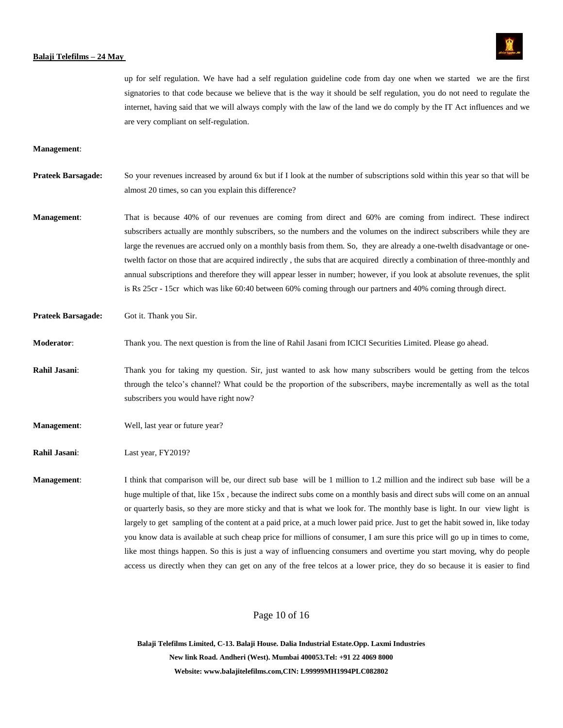up for self regulation. We have had a self regulation guideline code from day one when we started we are the first signatories to that code because we believe that is the way it should be self regulation, you do not need to regulate the internet, having said that we will always comply with the law of the land we do comply by the IT Act influences and we are very compliant on self-regulation.

**Management**:

**Prateek Barsagade:** So your revenues increased by around 6x but if I look at the number of subscriptions sold within this year so that will be almost 20 times, so can you explain this difference?

**Management**: That is because 40% of our revenues are coming from direct and 60% are coming from indirect. These indirect subscribers actually are monthly subscribers, so the numbers and the volumes on the indirect subscribers while they are large the revenues are accrued only on a monthly basis from them. So, they are already a one-twelth disadvantage or one-twelth factor on those that are acquired indirectly , the subs that are acquired directly a combination of three-monthly and annual subscriptions and therefore they will appear lesser in number; however, if you look at absolute revenues, the split is Rs 25cr - 15cr which was like 60:40 between 60% coming through our partners and 40% coming through direct.

**Prateek Barsagade:** Got it. Thank you Sir.

**Moderator**: Thank you. The next question is from the line of Rahil Jasani from ICICI Securities Limited. Please go ahead.

**Rahil Jasani**: Thank you for taking my question. Sir, just wanted to ask how many subscribers would be getting from the telcos through the telco's channel? What could be the proportion of the subscribers, maybe incrementally as well as the total subscribers you would have right now?

**Management**: Well, last year or future year?

**Rahil Jasani**: Last year, FY2019?

**Management**: I think that comparison will be, our direct sub base will be 1 million to 1.2 million and the indirect sub base will be a huge multiple of that, like 15x , because the indirect subs come on a monthly basis and direct subs will come on an annual or quarterly basis, so they are more sticky and that is what we look for. The monthly base is light. In our view light is largely to get sampling of the content at a paid price, at a much lower paid price. Just to get the habit sowed in, like today you know data is available at such cheap price for millions of consumer, I am sure this price will go up in times to come, like most things happen. So this is just a way of influencing consumers and overtime you start moving, why do people access us directly when they can get on any of the free telcos at a lower price, they do so because it is easier to find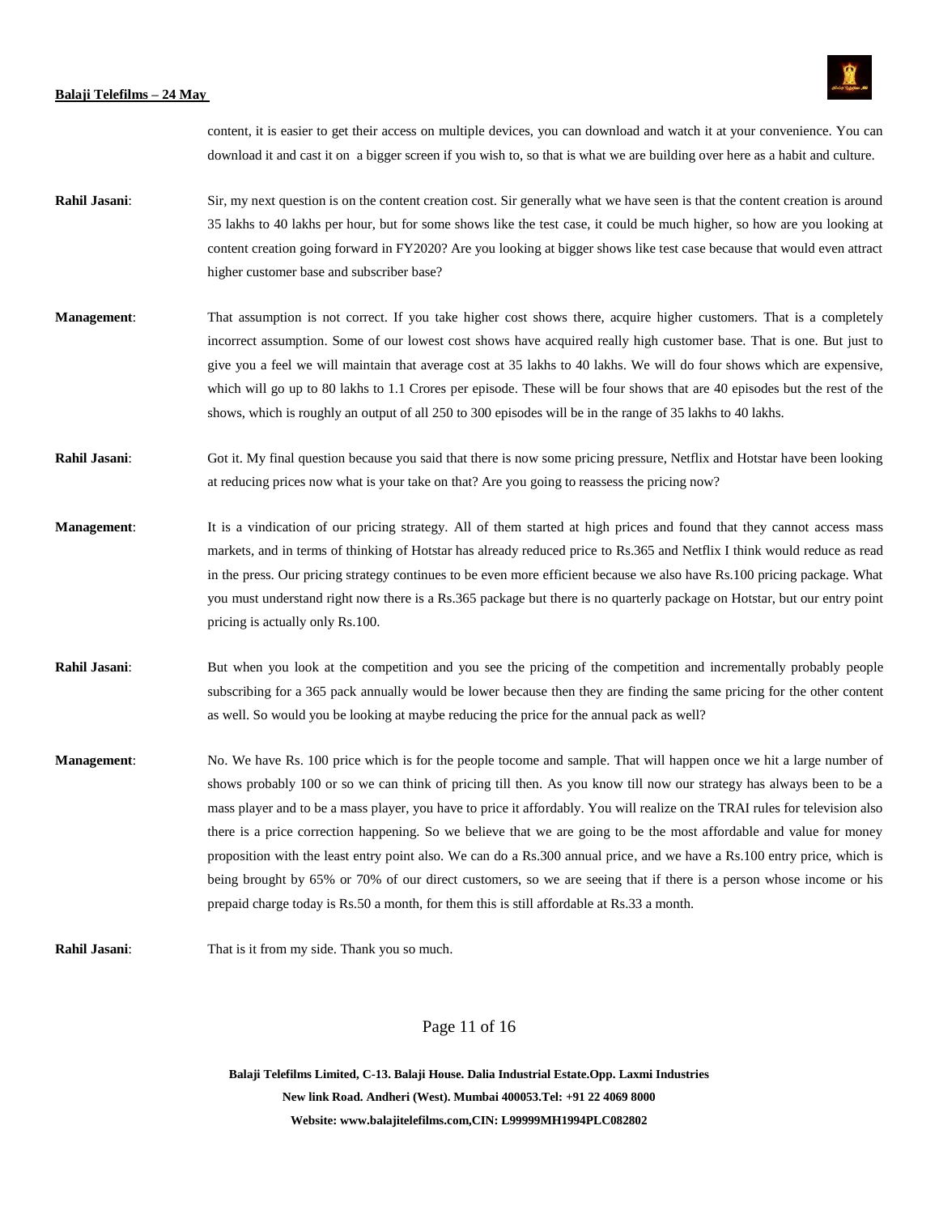content, it is easier to get their access on multiple devices, you can download and watch it at your convenience. You can download it and cast it on a bigger screen if you wish to, so that is what we are building over here as a habit and culture.

**Rahil Jasani**: Sir, my next question is on the content creation cost. Sir generally what we have seen is that the content creation is around 35 lakhs to 40 lakhs per hour, but for some shows like the test case, it could be much higher, so how are you looking at content creation going forward in FY2020? Are you looking at bigger shows like test case because that would even attract higher customer base and subscriber base?

**Management**: That assumption is not correct. If you take higher cost shows there, acquire higher customers. That is a completely incorrect assumption. Some of our lowest cost shows have acquired really high customer base. That is one. But just to give you a feel we will maintain that average cost at 35 lakhs to 40 lakhs. We will do four shows which are expensive, which will go up to 80 lakhs to 1.1 Crores per episode. These will be four shows that are 40 episodes but the rest of the shows, which is roughly an output of all 250 to 300 episodes will be in the range of 35 lakhs to 40 lakhs.

**Rahil Jasani**: Got it. My final question because you said that there is now some pricing pressure, Netflix and Hotstar have been looking at reducing prices now what is your take on that? Are you going to reassess the pricing now?

**Management**: It is a vindication of our pricing strategy. All of them started at high prices and found that they cannot access mass markets, and in terms of thinking of Hotstar has already reduced price to Rs.365 and Netflix I think would reduce as read in the press. Our pricing strategy continues to be even more efficient because we also have Rs.100 pricing package. What you must understand right now there is a Rs.365 package but there is no quarterly package on Hotstar, but our entry point pricing is actually only Rs.100.

**Rahil Jasani**: But when you look at the competition and you see the pricing of the competition and incrementally probably people subscribing for a 365 pack annually would be lower because then they are finding the same pricing for the other content as well. So would you be looking at maybe reducing the price for the annual pack as well?

**Management**: No. We have Rs. 100 price which is for the people tocome and sample. That will happen once we hit a large number of shows probably 100 or so we can think of pricing till then. As you know till now our strategy has always been to be a mass player and to be a mass player, you have to price it affordably. You will realize on the TRAI rules for television also there is a price correction happening. So we believe that we are going to be the most affordable and value for money proposition with the least entry point also. We can do a Rs.300 annual price, and we have a Rs.100 entry price, which is being brought by 65% or 70% of our direct customers, so we are seeing that if there is a person whose income or his prepaid charge today is Rs.50 a month, for them this is still affordable at Rs.33 a month.

**Rahil Jasani**: That is it from my side. Thank you so much.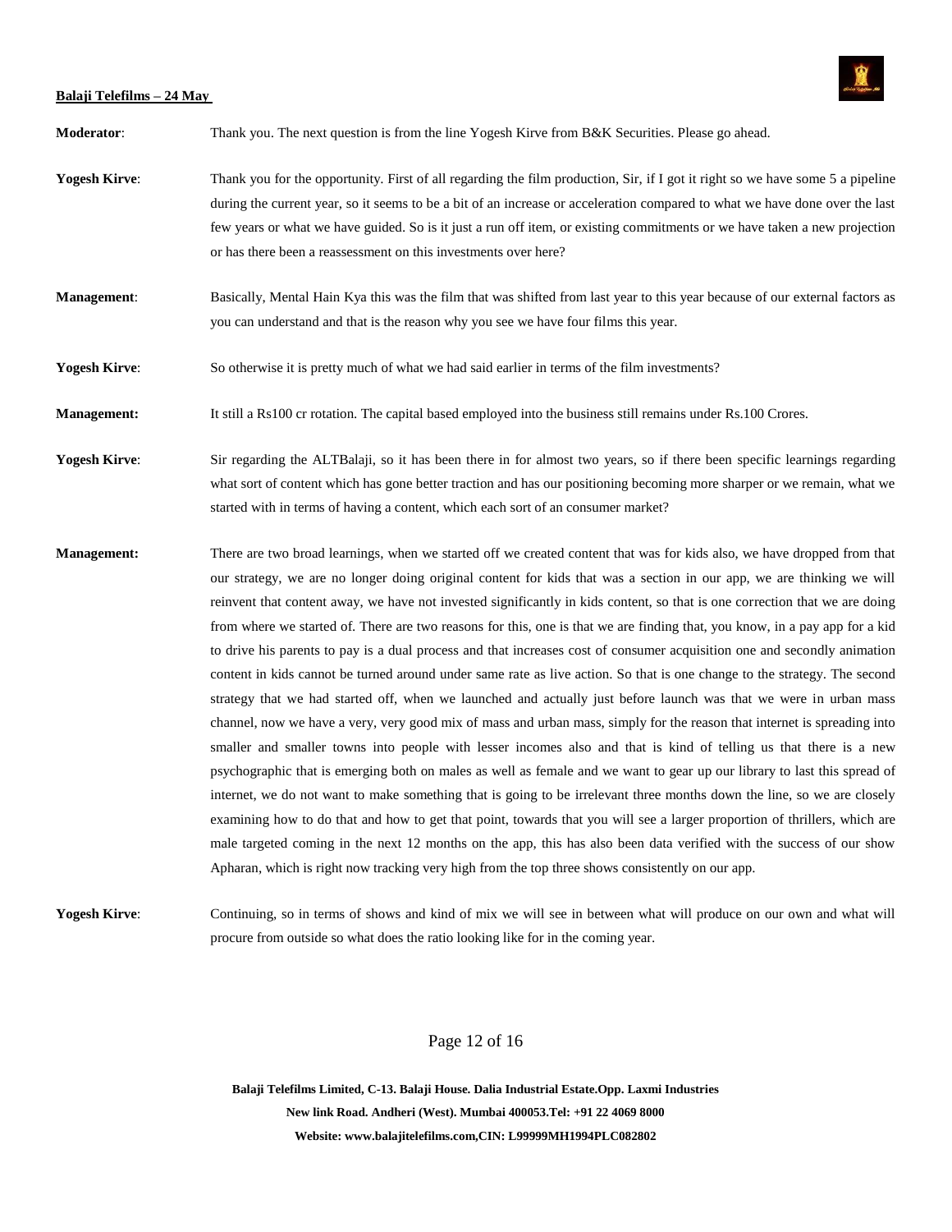**Moderator**: Thank you. The next question is from the line Yogesh Kirve from B&K Securities. Please go ahead.

**Yogesh Kirve**: Thank you for the opportunity. First of all regarding the film production, Sir, if I got it right so we have some 5 a pipeline during the current year, so it seems to be a bit of an increase or acceleration compared to what we have done over the last few years or what we have guided. So is it just a run off item, or existing commitments or we have taken a new projection or has there been a reassessment on this investments over here?

**Management**: Basically, Mental Hain Kya this was the film that was shifted from last year to this year because of our external factors as you can understand and that is the reason why you see we have four films this year.

**Yogesh Kirve**: So otherwise it is pretty much of what we had said earlier in terms of the film investments?

**Management:** It still a Rs100 cr rotation. The capital based employed into the business still remains under Rs.100 Crores.

**Yogesh Kirve**: Sir regarding the ALTBalaji, so it has been there in for almost two years, so if there been specific learnings regarding what sort of content which has gone better traction and has our positioning becoming more sharper or we remain, what we started with in terms of having a content, which each sort of an consumer market?

**Management:** There are two broad learnings, when we started off we created content that was for kids also, we have dropped from that our strategy, we are no longer doing original content for kids that was a section in our app, we are thinking we will reinvent that content away, we have not invested significantly in kids content, so that is one correction that we are doing from where we started of. There are two reasons for this, one is that we are finding that, you know, in a pay app for a kid to drive his parents to pay is a dual process and that increases cost of consumer acquisition one and secondly animation content in kids cannot be turned around under same rate as live action. So that is one change to the strategy. The second strategy that we had started off, when we launched and actually just before launch was that we were in urban mass channel, now we have a very, very good mix of mass and urban mass, simply for the reason that internet is spreading into smaller and smaller towns into people with lesser incomes also and that is kind of telling us that there is a new psychographic that is emerging both on males as well as female and we want to gear up our library to last this spread of internet, we do not want to make something that is going to be irrelevant three months down the line, so we are closely examining how to do that and how to get that point, towards that you will see a larger proportion of thrillers, which are male targeted coming in the next 12 months on the app, this has also been data verified with the success of our show Apharan, which is right now tracking very high from the top three shows consistently on our app.

**Yogesh Kirve**: Continuing, so in terms of shows and kind of mix we will see in between what will produce on our own and what will procure from outside so what does the ratio looking like for in the coming year.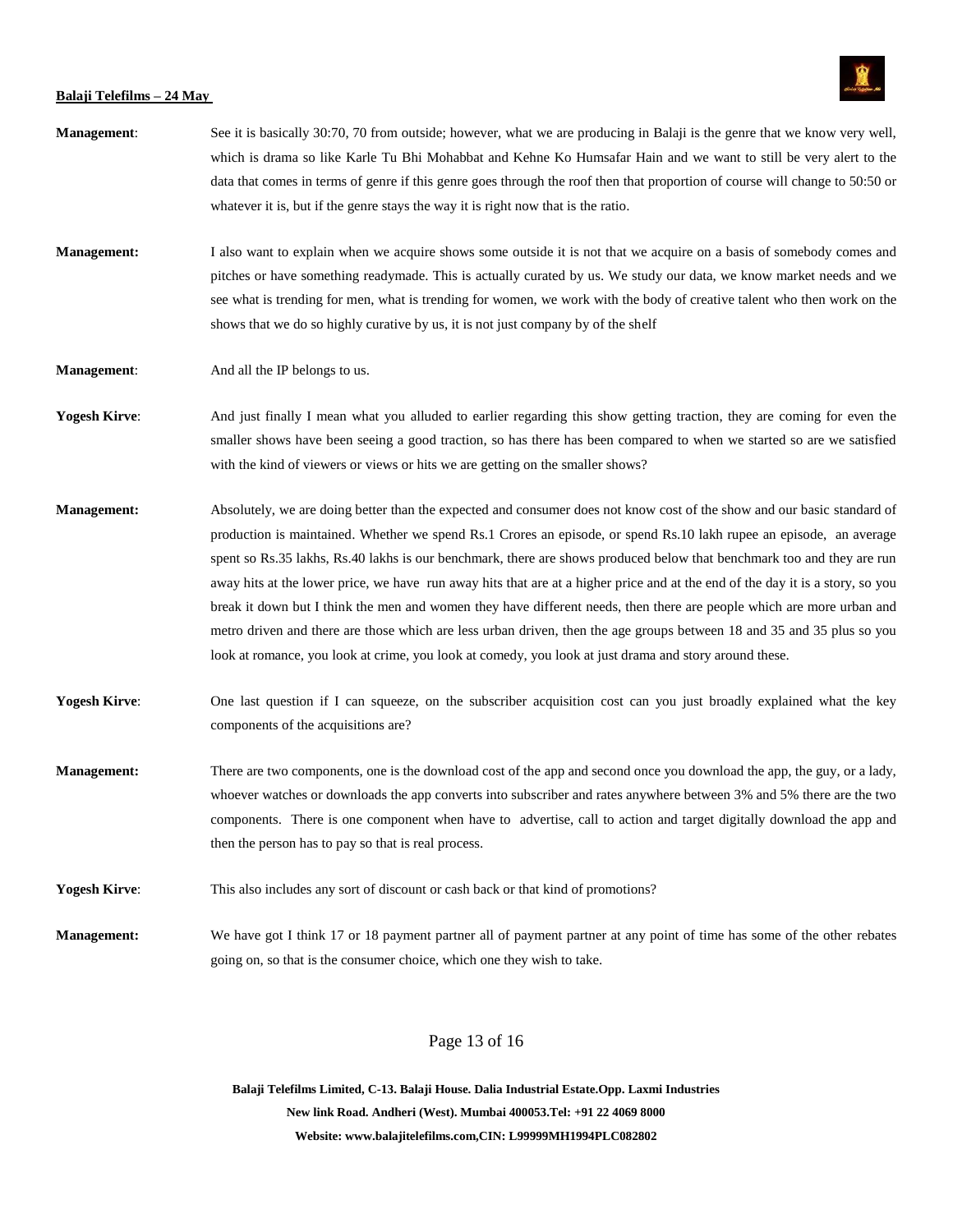**Management**: See it is basically 30:70, 70 from outside; however, what we are producing in Balaji is the genre that we know very well, which is drama so like Karle Tu Bhi Mohabbat and Kehne Ko Humsafar Hain and we want to still be very alert to the data that comes in terms of genre if this genre goes through the roof then that proportion of course will change to 50:50 or whatever it is, but if the genre stays the way it is right now that is the ratio.

**Management:** I also want to explain when we acquire shows some outside it is not that we acquire on a basis of somebody comes and pitches or have something readymade. This is actually curated by us. We study our data, we know market needs and we see what is trending for men, what is trending for women, we work with the body of creative talent who then work on the shows that we do so highly curative by us, it is not just company by of the shelf

**Management**: And all the IP belongs to us.

**Yogesh Kirve**: And just finally I mean what you alluded to earlier regarding this show getting traction, they are coming for even the smaller shows have been seeing a good traction, so has there has been compared to when we started so are we satisfied with the kind of viewers or views or hits we are getting on the smaller shows?

**Management:** Absolutely, we are doing better than the expected and consumer does not know cost of the show and our basic standard of production is maintained. Whether we spend Rs.1 Crores an episode, or spend Rs.10 lakh rupee an episode, an average spent so Rs.35 lakhs, Rs.40 lakhs is our benchmark, there are shows produced below that benchmark too and they are run away hits at the lower price, we have run away hits that are at a higher price and at the end of the day it is a story, so you break it down but I think the men and women they have different needs, then there are people which are more urban and metro driven and there are those which are less urban driven, then the age groups between 18 and 35 and 35 plus so you look at romance, you look at crime, you look at comedy, you look at just drama and story around these.

**Yogesh Kirve**: One last question if I can squeeze, on the subscriber acquisition cost can you just broadly explained what the key components of the acquisitions are?

**Management:** There are two components, one is the download cost of the app and second once you download the app, the guy, or a lady, whoever watches or downloads the app converts into subscriber and rates anywhere between 3% and 5% there are the two components. There is one component when have to advertise, call to action and target digitally download the app and then the person has to pay so that is real process.

**Yogesh Kirve**: This also includes any sort of discount or cash back or that kind of promotions?

**Management:** We have got I think 17 or 18 payment partner all of payment partner at any point of time has some of the other rebates going on, so that is the consumer choice, which one they wish to take.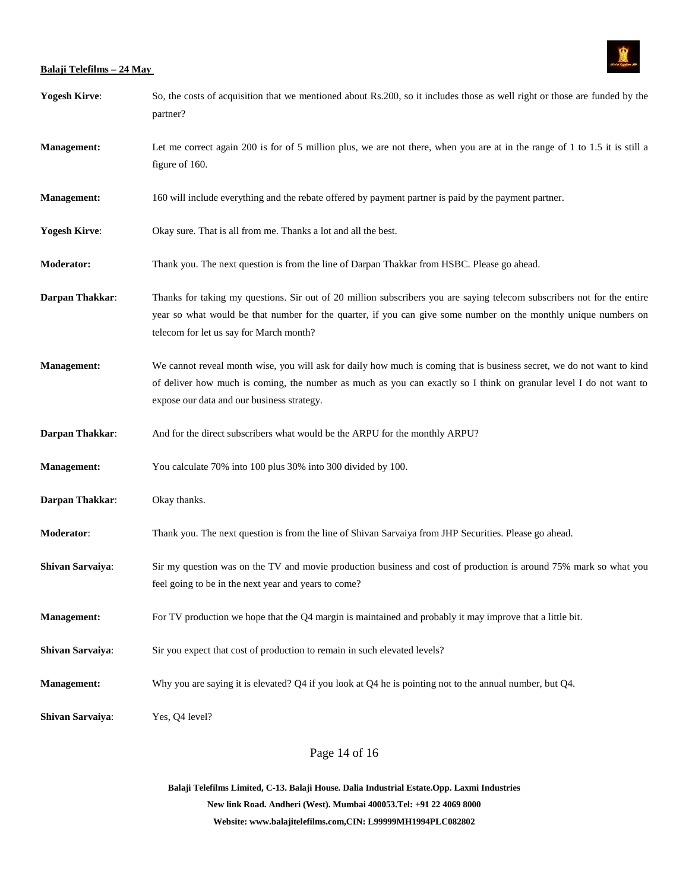**Yogesh Kirve**: So, the costs of acquisition that we mentioned about Rs.200, so it includes those as well right or those are funded by the partner?

**Management:** Let me correct again 200 is for of 5 million plus, we are not there, when you are at in the range of 1 to 1.5 it is still a figure of 160.

**Management:** 160 will include everything and the rebate offered by payment partner is paid by the payment partner.

**Yogesh Kirve**: Okay sure. That is all from me. Thanks a lot and all the best.

**Moderator:** Thank you. The next question is from the line of Darpan Thakkar from HSBC. Please go ahead.

**Darpan Thakkar**: Thanks for taking my questions. Sir out of 20 million subscribers you are saying telecom subscribers not for the entire year so what would be that number for the quarter, if you can give some number on the monthly unique numbers on telecom for let us say for March month?

**Management:** We cannot reveal month wise, you will ask for daily how much is coming that is business secret, we do not want to kind of deliver how much is coming, the number as much as you can exactly so I think on granular level I do not want to expose our data and our business strategy.

**Darpan Thakkar**: And for the direct subscribers what would be the ARPU for the monthly ARPU?

**Management:** You calculate 70% into 100 plus 30% into 300 divided by 100.

**Darpan Thakkar**: Okay thanks.

**Moderator**: Thank you. The next question is from the line of Shivan Sarvaiya from JHP Securities. Please go ahead.

**Shivan Sarvaiya**: Sir my question was on the TV and movie production business and cost of production is around 75% mark so what you feel going to be in the next year and years to come?

**Management:** For TV production we hope that the Q4 margin is maintained and probably it may improve that a little bit.

**Shivan Sarvaiya**: Sir you expect that cost of production to remain in such elevated levels?

**Management:** Why you are saying it is elevated? Q4 if you look at Q4 he is pointing not to the annual number, but Q4.

**Shivan Sarvaiya**: Yes, Q4 level?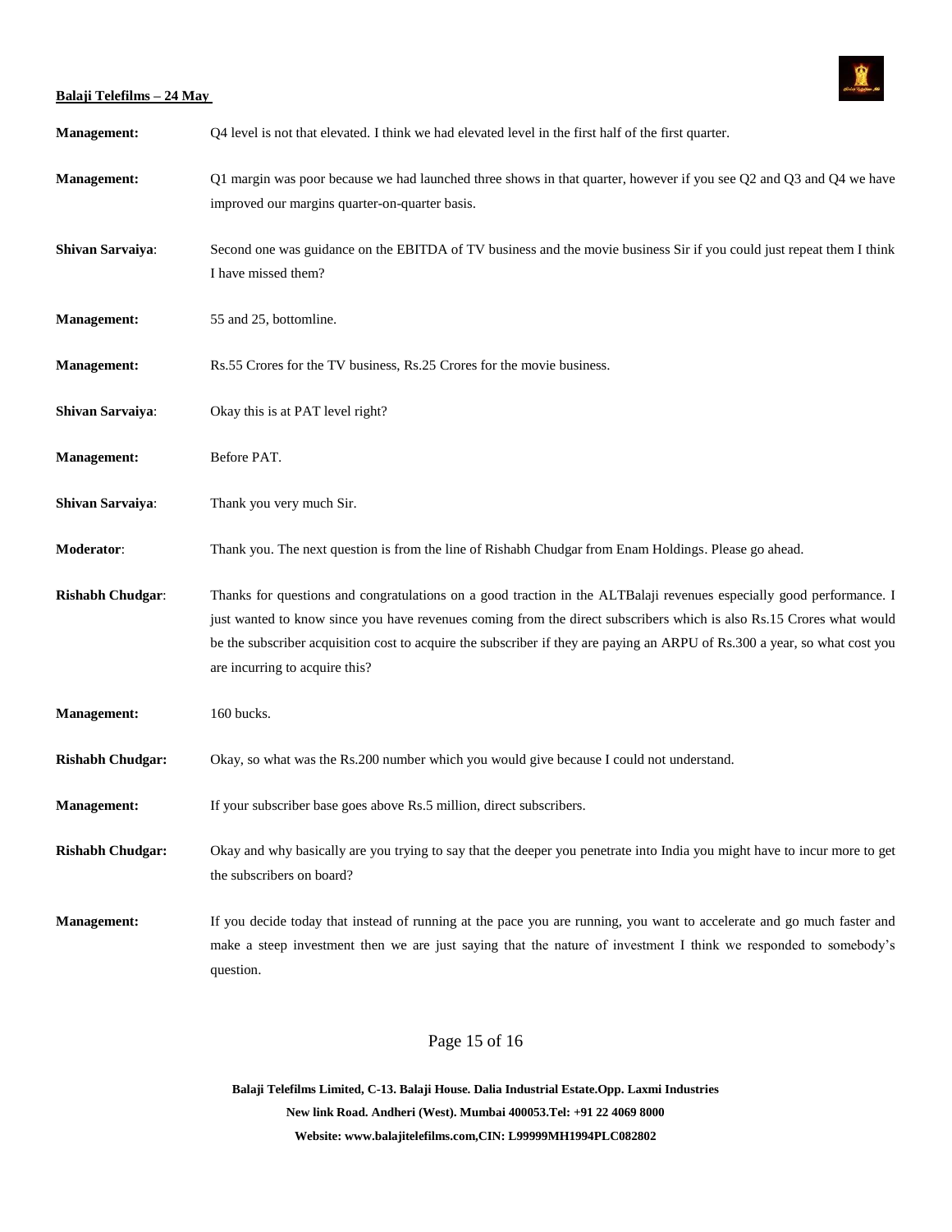**Management:** Q4 level is not that elevated. I think we had elevated level in the first half of the first quarter.

**Management:** Q1 margin was poor because we had launched three shows in that quarter, however if you see Q2 and Q3 and Q4 we have improved our margins quarter-on-quarter basis.

**Shivan Sarvaiya**: Second one was guidance on the EBITDA of TV business and the movie business Sir if you could just repeat them I think I have missed them?

**Management:** 55 and 25, bottomline.

**Management:** Rs.55 Crores for the TV business, Rs.25 Crores for the movie business.

**Shivan Sarvaiya**: Okay this is at PAT level right?

**Management:** Before PAT.

**Shivan Sarvaiya**: Thank you very much Sir.

**Moderator**: Thank you. The next question is from the line of Rishabh Chudgar from Enam Holdings. Please go ahead.

**Rishabh Chudgar**: Thanks for questions and congratulations on a good traction in the ALTBalaji revenues especially good performance. I just wanted to know since you have revenues coming from the direct subscribers which is also Rs.15 Crores what would be the subscriber acquisition cost to acquire the subscriber if they are paying an ARPU of Rs.300 a year, so what cost you are incurring to acquire this?

**Management:** 160 bucks.

**Rishabh Chudgar:** Okay, so what was the Rs.200 number which you would give because I could not understand.

**Management:** If your subscriber base goes above Rs.5 million, direct subscribers.

**Rishabh Chudgar:** Okay and why basically are you trying to say that the deeper you penetrate into India you might have to incur more to get the subscribers on board?

**Management:** If you decide today that instead of running at the pace you are running, you want to accelerate and go much faster and make a steep investment then we are just saying that the nature of investment I think we responded to somebody's question.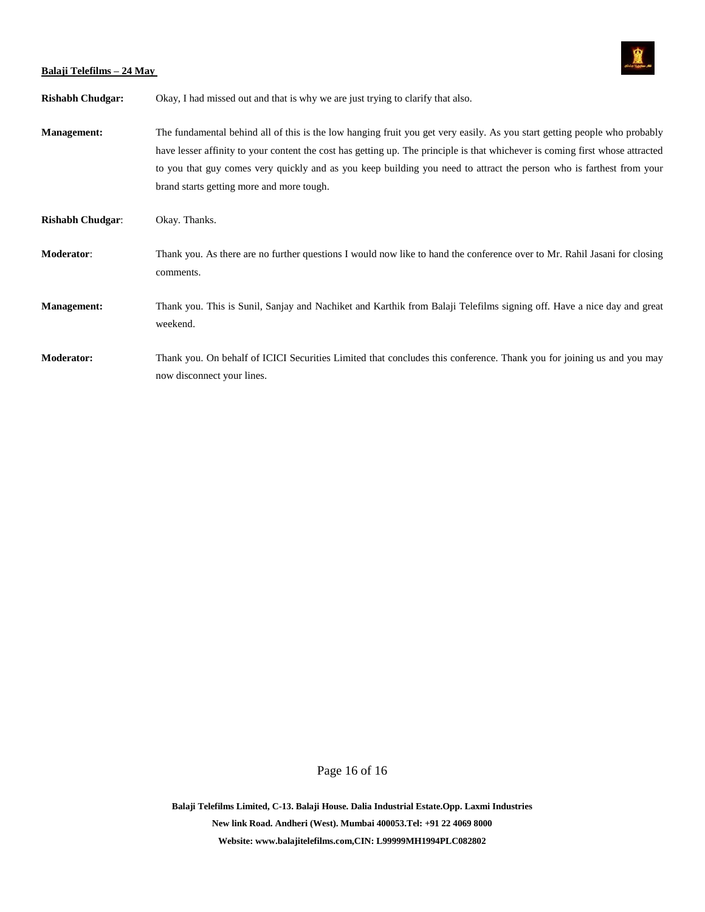**Rishabh Chudgar:** Okay, I had missed out and that is why we are just trying to clarify that also.

**Management:** The fundamental behind all of this is the low hanging fruit you get very easily. As you start getting people who probably have lesser affinity to your content the cost has getting up. The principle is that whichever is coming first whose attracted to you that guy comes very quickly and as you keep building you need to attract the person who is farthest from your brand starts getting more and more tough.

**Rishabh Chudgar**: Okay. Thanks.

**Moderator**: Thank you. As there are no further questions I would now like to hand the conference over to Mr. Rahil Jasani for closing comments.

**Management:** Thank you. This is Sunil, Sanjay and Nachiket and Karthik from Balaji Telefilms signing off. Have a nice day and great weekend.

**Moderator:** Thank you. On behalf of ICICI Securities Limited that concludes this conference. Thank you for joining us and you may now disconnect your lines.